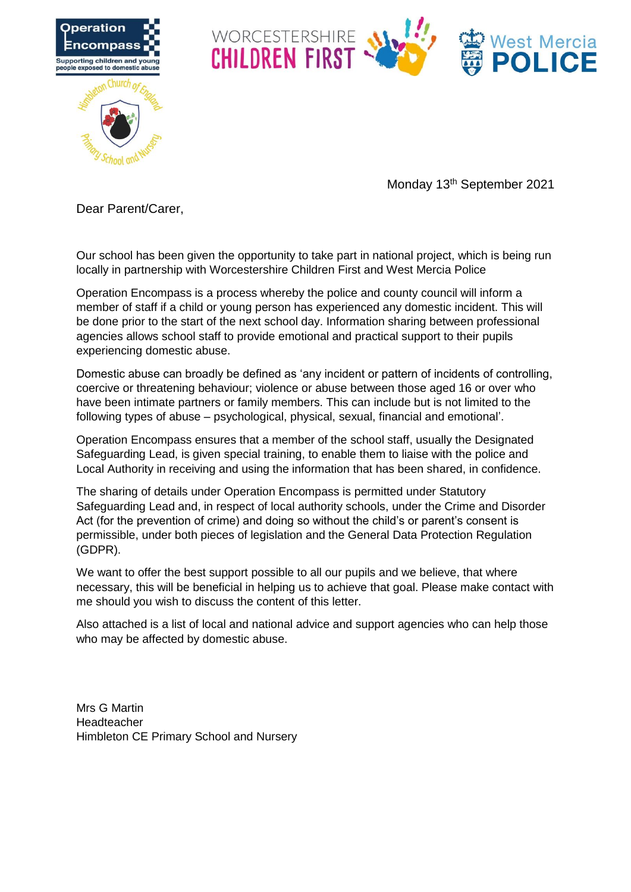Monday 13th September 2021

Dear Parent/Carer,

Our school has been given the opportunity to take part in national project, which is being run locally in partnership with Worcestershire Children First and West Mercia Police

Operation Encompass is a process whereby the police and county council will inform a member of staff if a child or young person has experienced any domestic incident. This will be done prior to the start of the next school day. Information sharing between professional agencies allows school staff to provide emotional and practical support to their pupils experiencing domestic abuse.

Domestic abuse can broadly be defined as 'any incident or pattern of incidents of controlling, coercive or threatening behaviour; violence or abuse between those aged 16 or over who have been intimate partners or family members. This can include but is not limited to the following types of abuse – psychological, physical, sexual, financial and emotional'.

Operation Encompass ensures that a member of the school staff, usually the Designated Safeguarding Lead, is given special training, to enable them to liaise with the police and Local Authority in receiving and using the information that has been shared, in confidence.

The sharing of details under Operation Encompass is permitted under Statutory Safeguarding Lead and, in respect of local authority schools, under the Crime and Disorder Act (for the prevention of crime) and doing so without the child's or parent's consent is permissible, under both pieces of legislation and the General Data Protection Regulation (GDPR).

We want to offer the best support possible to all our pupils and we believe, that where necessary, this will be beneficial in helping us to achieve that goal. Please make contact with me should you wish to discuss the content of this letter.

Also attached is a list of local and national advice and support agencies who can help those who may be affected by domestic abuse.

Mrs G Martin
Headteacher
Himbleton CE Primary School and Nursery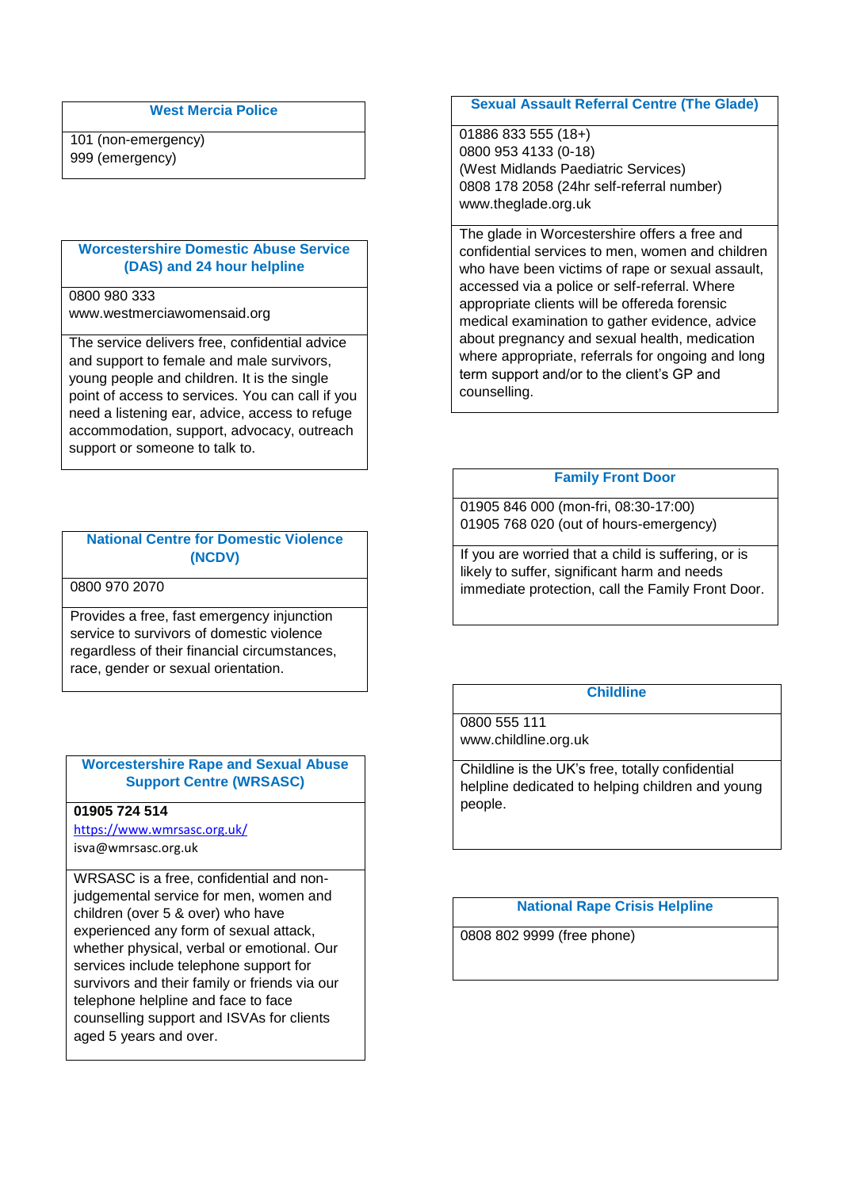### West Mercia Police

101 (non-emergency)
999 (emergency)

### Worcestershire Domestic Abuse Service (DAS) and 24 hour helpline

0800 980 333
www.westmerciawomensaid.org

The service delivers free, confidential advice and support to female and male survivors, young people and children. It is the single point of access to services. You can call if you need a listening ear, advice, access to refuge accommodation, support, advocacy, outreach support or someone to talk to.

### National Centre for Domestic Violence (NCDV)

0800 970 2070

Provides a free, fast emergency injunction service to survivors of domestic violence regardless of their financial circumstances, race, gender or sexual orientation.

### Worcestershire Rape and Sexual Abuse Support Centre (WRSASC)

**01905 724 514**
https://www.wmrsasc.org.uk/
isva@wmrsasc.org.uk

WRSASC is a free, confidential and non-judgemental service for men, women and children (over 5 & over) who have experienced any form of sexual attack, whether physical, verbal or emotional. Our services include telephone support for survivors and their family or friends via our telephone helpline and face to face counselling support and ISVAs for clients aged 5 years and over.

### Sexual Assault Referral Centre (The Glade)

01886 833 555 (18+)
0800 953 4133 (0-18)
(West Midlands Paediatric Services)
0808 178 2058 (24hr self-referral number)
www.theglade.org.uk

The glade in Worcestershire offers a free and confidential services to men, women and children who have been victims of rape or sexual assault, accessed via a police or self-referral. Where appropriate clients will be offereda forensic medical examination to gather evidence, advice about pregnancy and sexual health, medication where appropriate, referrals for ongoing and long term support and/or to the client's GP and counselling.

### Family Front Door

01905 846 000 (mon-fri, 08:30-17:00)
01905 768 020 (out of hours-emergency)

If you are worried that a child is suffering, or is likely to suffer, significant harm and needs immediate protection, call the Family Front Door.

### Childline

0800 555 111
www.childline.org.uk

Childline is the UK's free, totally confidential helpline dedicated to helping children and young people.

### National Rape Crisis Helpline

0808 802 9999 (free phone)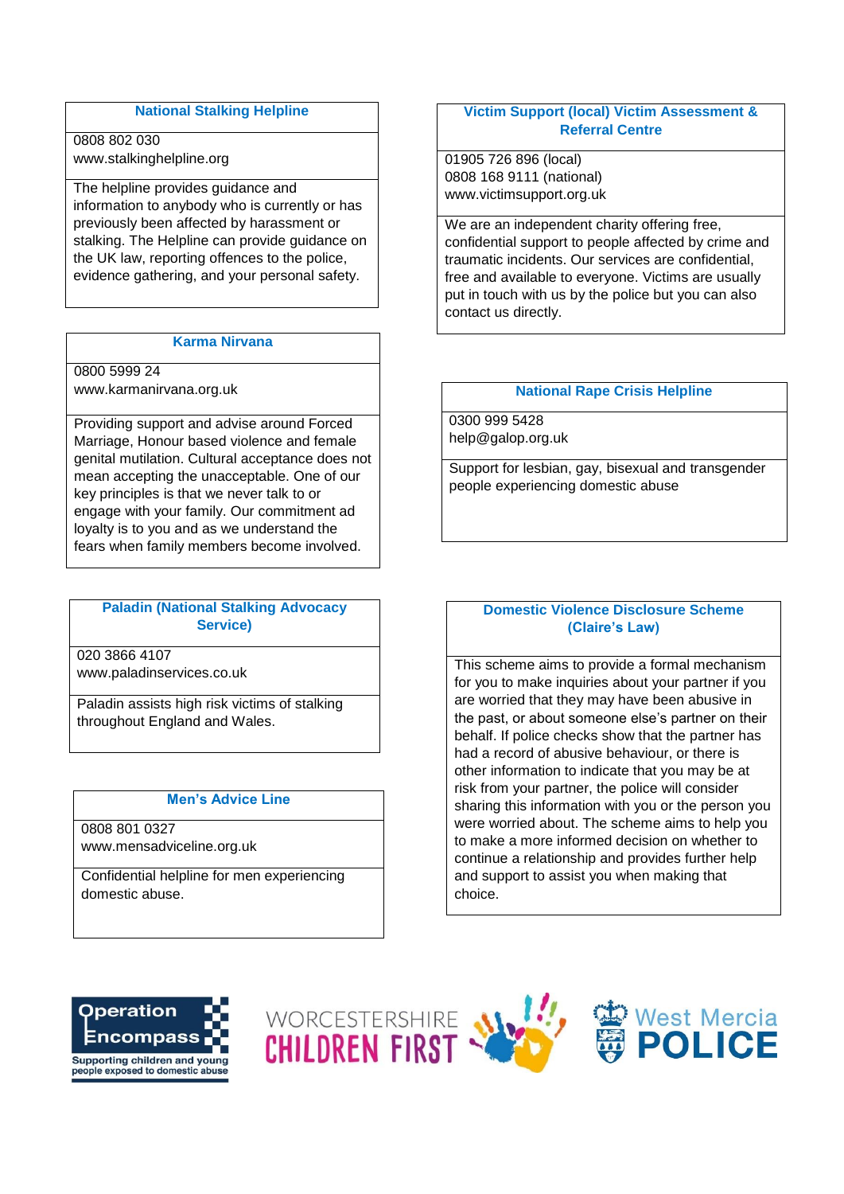### National Stalking Helpline

0808 802 030
www.stalkinghelpline.org

The helpline provides guidance and information to anybody who is currently or has previously been affected by harassment or stalking. The Helpline can provide guidance on the UK law, reporting offences to the police, evidence gathering, and your personal safety.

### Karma Nirvana

0800 5999 24
www.karmanirvana.org.uk

Providing support and advise around Forced Marriage, Honour based violence and female genital mutilation. Cultural acceptance does not mean accepting the unacceptable. One of our key principles is that we never talk to or engage with your family. Our commitment ad loyalty is to you and as we understand the fears when family members become involved.

### Paladin (National Stalking Advocacy Service)

020 3866 4107
www.paladinservices.co.uk

Paladin assists high risk victims of stalking throughout England and Wales.

### Men's Advice Line

0808 801 0327
www.mensadviceline.org.uk

Confidential helpline for men experiencing domestic abuse.

### Victim Support (local) Victim Assessment & Referral Centre

01905 726 896 (local)
0808 168 9111 (national)
www.victimsupport.org.uk

We are an independent charity offering free, confidential support to people affected by crime and traumatic incidents. Our services are confidential, free and available to everyone. Victims are usually put in touch with us by the police but you can also contact us directly.

### National Rape Crisis Helpline

0300 999 5428
help@galop.org.uk

Support for lesbian, gay, bisexual and transgender people experiencing domestic abuse

### Domestic Violence Disclosure Scheme (Claire's Law)

This scheme aims to provide a formal mechanism for you to make inquiries about your partner if you are worried that they may have been abusive in the past, or about someone else's partner on their behalf. If police checks show that the partner has had a record of abusive behaviour, or there is other information to indicate that you may be at risk from your partner, the police will consider sharing this information with you or the person you were worried about. The scheme aims to help you to make a more informed decision on whether to continue a relationship and provides further help and support to assist you when making that choice.

Operation Encompass
Supporting children and young people exposed to domestic abuse

WORCESTERSHIRE CHILDREN FIRST

West Mercia POLICE